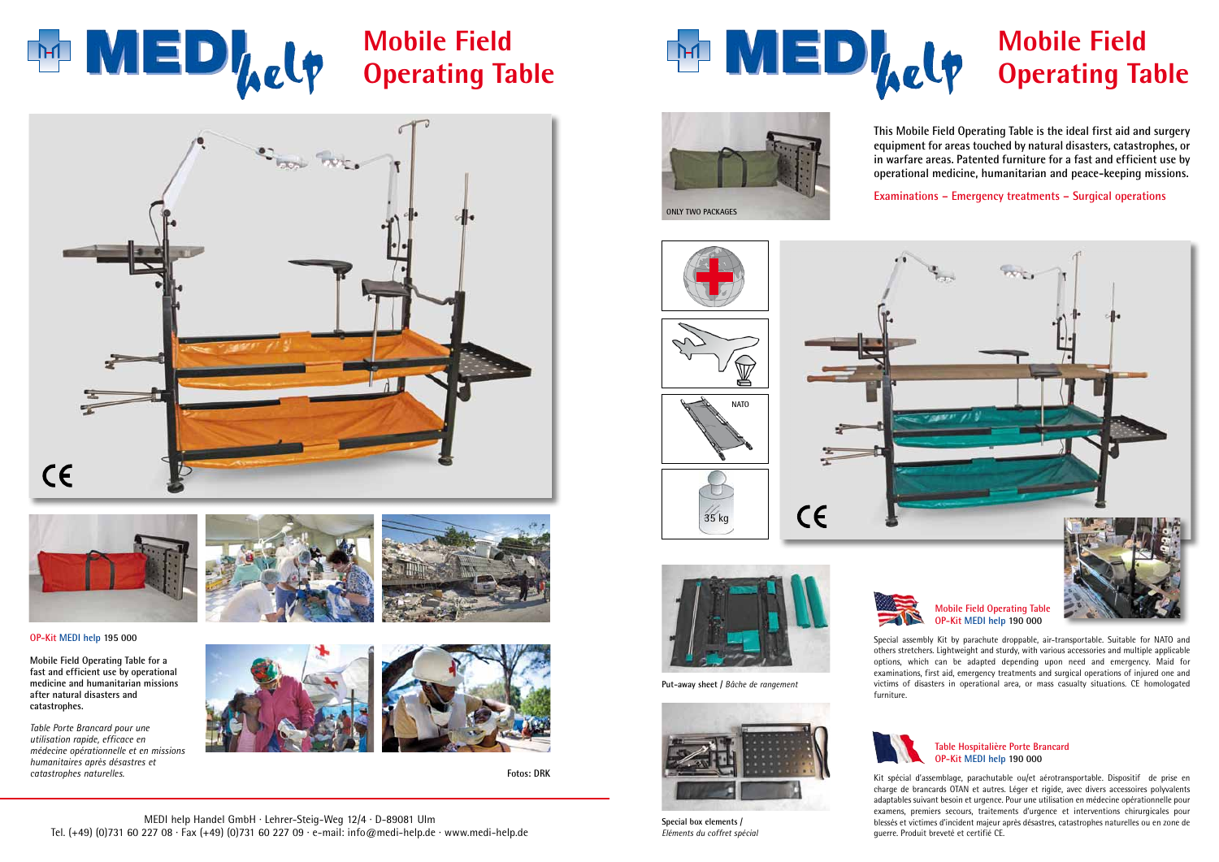# MEDI help Mobile Field Operating Table

OP-Kit MEDI help 195 000

**Mobile Field Operating Table for a fast and efficient use by operational medicine and humanitarian missions after natural disasters and catastrophes.**

*Table Porte Brancard pour une utilisation rapide, efficace en médecine opérationnelle et en missions humanitaires après désastres et catastrophes naturelles.*

Fotos: DRK

MEDI help Handel GmbH · Lehrer-Steig-Weg 12/4 · D-89081 Ulm
Tel. (+49) (0)731 60 227 08 · Fax (+49) (0)731 60 227 09 · e-mail: info@medi-help.de · www.medi-help.de

# MEDI help Mobile Field Operating Table

ONLY TWO PACKAGES

**This Mobile Field Operating Table is the ideal first aid and surgery equipment for areas touched by natural disasters, catastrophes, or in warfare areas. Patented furniture for a fast and efficient use by operational medicine, humanitarian and peace-keeping missions.**

Examinations – Emergency treatments – Surgical operations

NATO

35 kg

**Put-away sheet** / *Bâche de rangement*

**Special box elements** / *Eléments du coffret spécial*

Mobile Field Operating Table
OP-Kit MEDI help 190 000

Special assembly Kit by parachute droppable, air-transportable. Suitable for NATO and others stretchers. Lightweight and sturdy, with various accessories and multiple applicable options, which can be adapted depending upon need and emergency. Maid for examinations, first aid, emergency treatments and surgical operations of injured one and victims of disasters in operational area, or mass casualty situations. CE homologated furniture.

Table Hospitalière Porte Brancard
OP-Kit MEDI help 190 000

Kit spécial d'assemblage, parachutable ou/et aérotransportable. Dispositif de prise en charge de brancards OTAN et autres. Léger et rigide, avec divers accessoires polyvalents adaptables suivant besoin et urgence. Pour une utilisation en médecine opérationnelle pour examens, premiers secours, traitements d'urgence et interventions chirurgicales pour blessés et victimes d'incident majeur après désastres, catastrophes naturelles ou en zone de guerre. Produit breveté et certifié CE.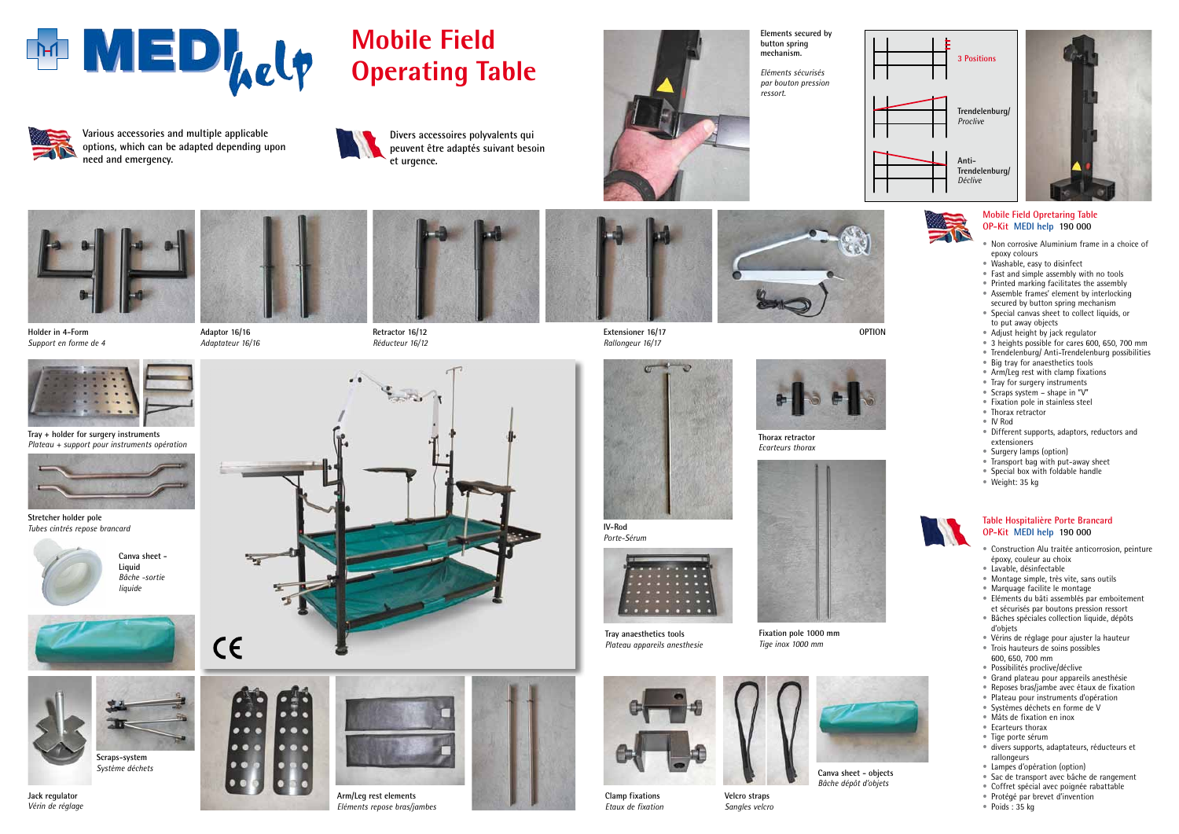# MEDI help

# Mobile Field Operating Table

Various accessories and multiple applicable options, which can be adapted depending upon need and emergency.

Divers accessoires polyvalents qui peuvent être adaptés suivant besoin et urgence.

Elements secured by button spring mechanism.

*Eléments sécurisés par bouton pression ressort.*

3 Positions

Trendelenburg/ *Proclive*

Anti-Trendelenburg/ *Déclive*

Holder in 4-Form
*Support en forme de 4*

Adaptor 16/16
*Adaptateur 16/16*

Retractor 16/12
*Réducteur 16/12*

Extensioner 16/17
*Rallongeur 16/17*

OPTION

Tray + holder for surgery instruments
*Plateau + support pour instruments opération*

Stretcher holder pole
*Tubes cintrés repose brancard*

Canva sheet - Liquid
*Bâche -sortie liquide*

IV-Rod
*Porte-Sérum*

Thorax retractor
*Ecarteurs thorax*

Tray anaesthetics tools
*Plateau appareils anesthesie*

Fixation pole 1000 mm
*Tige inox 1000 mm*

Scraps-system
*Système déchets*

Jack regulator
*Vérin de réglage*

Arm/Leg rest elements
*Eléments repose bras/jambes*

Clamp fixations
*Etaux de fixation*

Velcro straps
*Sangles velcro*

Canva sheet - objects
*Bâche dépôt d'objets*

## Mobile Field Opretaring Table
## OP-Kit MEDI help 190 000

- Non corrosive Aluminium frame in a choice of epoxy colours
- Washable, easy to disinfect
- Fast and simple assembly with no tools
- Printed marking facilitates the assembly
- Assemble frames' element by interlocking secured by button spring mechanism
- Special canvas sheet to collect liquids, or to put away objects
- Adjust height by jack regulator
- 3 heights possible for cares 600, 650, 700 mm
- Trendelenburg/ Anti-Trendelenburg possibilities
- Big tray for anaesthetics tools
- Arm/Leg rest with clamp fixations
- Tray for surgery instruments
- Scraps system – shape in "V"
- Fixation pole in stainless steel
- Thorax retractor
- IV Rod
- Different supports, adaptors, reductors and extensioners
- Surgery lamps (option)
- Transport bag with put-away sheet
- Special box with foldable handle
- Weight: 35 kg

## Table Hospitalière Porte Brancard
## OP-Kit MEDI help 190 000

- Construction Alu traitée anticorrosion, peinture époxy, couleur au choix
- Lavable, désinfectable
- Montage simple, très vite, sans outils
- Marquage facilite le montage
- Eléments du bâti assemblés par emboitement et sécurisés par boutons pression ressort
- Bâches spéciales collection liquide, dépôts d'objets
- Vérins de réglage pour ajuster la hauteur
- Trois hauteurs de soins possibles 600, 650, 700 mm
- Possibilités proclive/déclive
- Grand plateau pour appareils anesthésie
- Reposes bras/jambe avec étaux de fixation
- Plateau pour instruments d'opération
- Systèmes déchets en forme de V
- Mâts de fixation en inox
- Ecarteurs thorax
- Tige porte sérum
- divers supports, adaptateurs, réducteurs et rallongeurs
- Lampes d'opération (option)
- Sac de transport avec bâche de rangement
- Coffret spécial avec poignée rabattable
- Protégé par brevet d'invention
- Poids : 35 kg